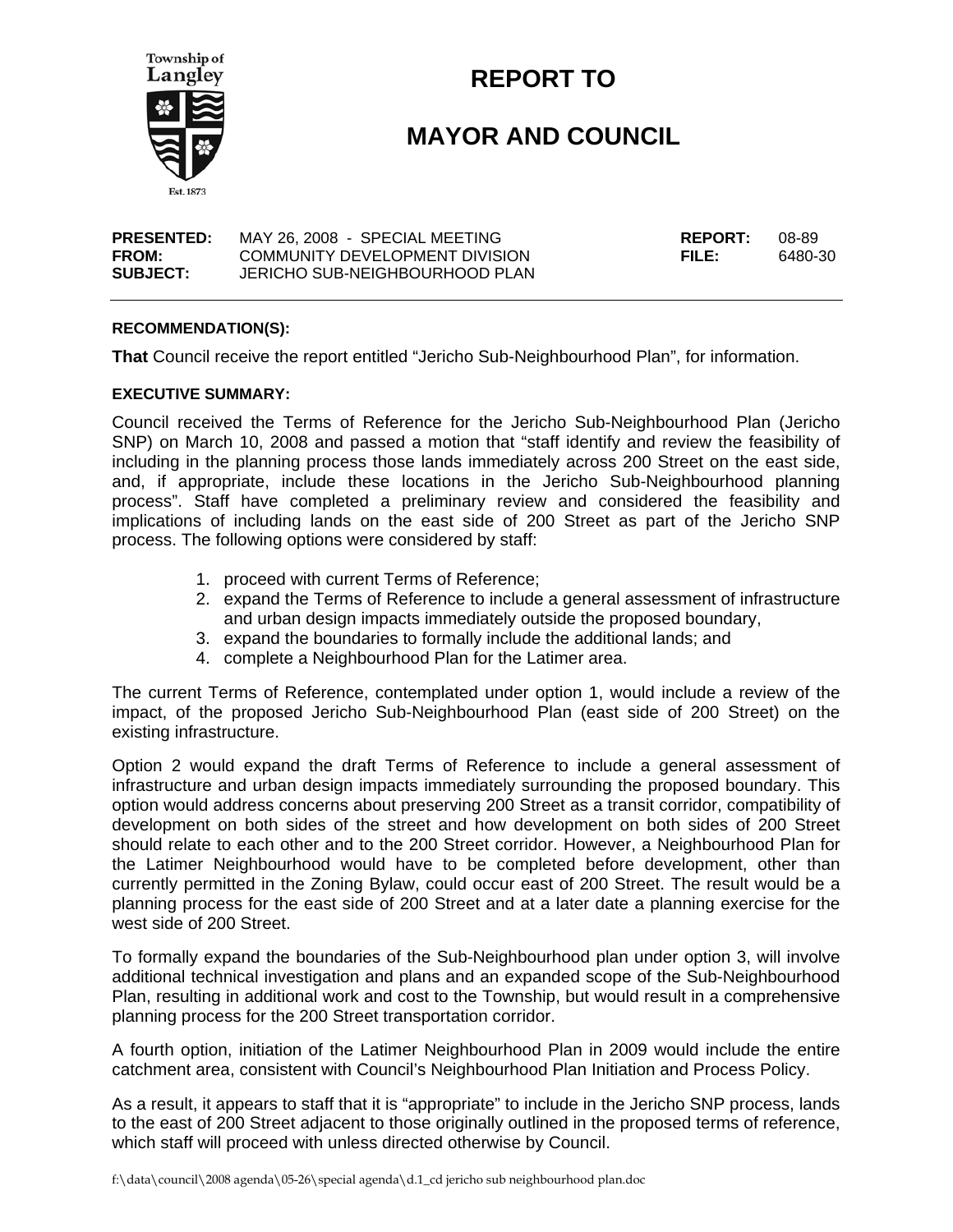Township of Langley

Est. 1873

# REPORT TO

# MAYOR AND COUNCIL

| | | | |
|---|---|---|---|
| **PRESENTED:** | MAY 26, 2008 - SPECIAL MEETING | **REPORT:** | 08-89 |
| **FROM:** | COMMUNITY DEVELOPMENT DIVISION | **FILE:** | 6480-30 |
| **SUBJECT:** | JERICHO SUB-NEIGHBOURHOOD PLAN | | |

**RECOMMENDATION(S):**

**That** Council receive the report entitled "Jericho Sub-Neighbourhood Plan", for information.

**EXECUTIVE SUMMARY:**

Council received the Terms of Reference for the Jericho Sub-Neighbourhood Plan (Jericho SNP) on March 10, 2008 and passed a motion that "staff identify and review the feasibility of including in the planning process those lands immediately across 200 Street on the east side, and, if appropriate, include these locations in the Jericho Sub-Neighbourhood planning process". Staff have completed a preliminary review and considered the feasibility and implications of including lands on the east side of 200 Street as part of the Jericho SNP process. The following options were considered by staff:

1. proceed with current Terms of Reference;
2. expand the Terms of Reference to include a general assessment of infrastructure and urban design impacts immediately outside the proposed boundary,
3. expand the boundaries to formally include the additional lands; and
4. complete a Neighbourhood Plan for the Latimer area.

The current Terms of Reference, contemplated under option 1, would include a review of the impact, of the proposed Jericho Sub-Neighbourhood Plan (east side of 200 Street) on the existing infrastructure.

Option 2 would expand the draft Terms of Reference to include a general assessment of infrastructure and urban design impacts immediately surrounding the proposed boundary. This option would address concerns about preserving 200 Street as a transit corridor, compatibility of development on both sides of the street and how development on both sides of 200 Street should relate to each other and to the 200 Street corridor. However, a Neighbourhood Plan for the Latimer Neighbourhood would have to be completed before development, other than currently permitted in the Zoning Bylaw, could occur east of 200 Street. The result would be a planning process for the east side of 200 Street and at a later date a planning exercise for the west side of 200 Street.

To formally expand the boundaries of the Sub-Neighbourhood plan under option 3, will involve additional technical investigation and plans and an expanded scope of the Sub-Neighbourhood Plan, resulting in additional work and cost to the Township, but would result in a comprehensive planning process for the 200 Street transportation corridor.

A fourth option, initiation of the Latimer Neighbourhood Plan in 2009 would include the entire catchment area, consistent with Council's Neighbourhood Plan Initiation and Process Policy.

As a result, it appears to staff that it is "appropriate" to include in the Jericho SNP process, lands to the east of 200 Street adjacent to those originally outlined in the proposed terms of reference, which staff will proceed with unless directed otherwise by Council.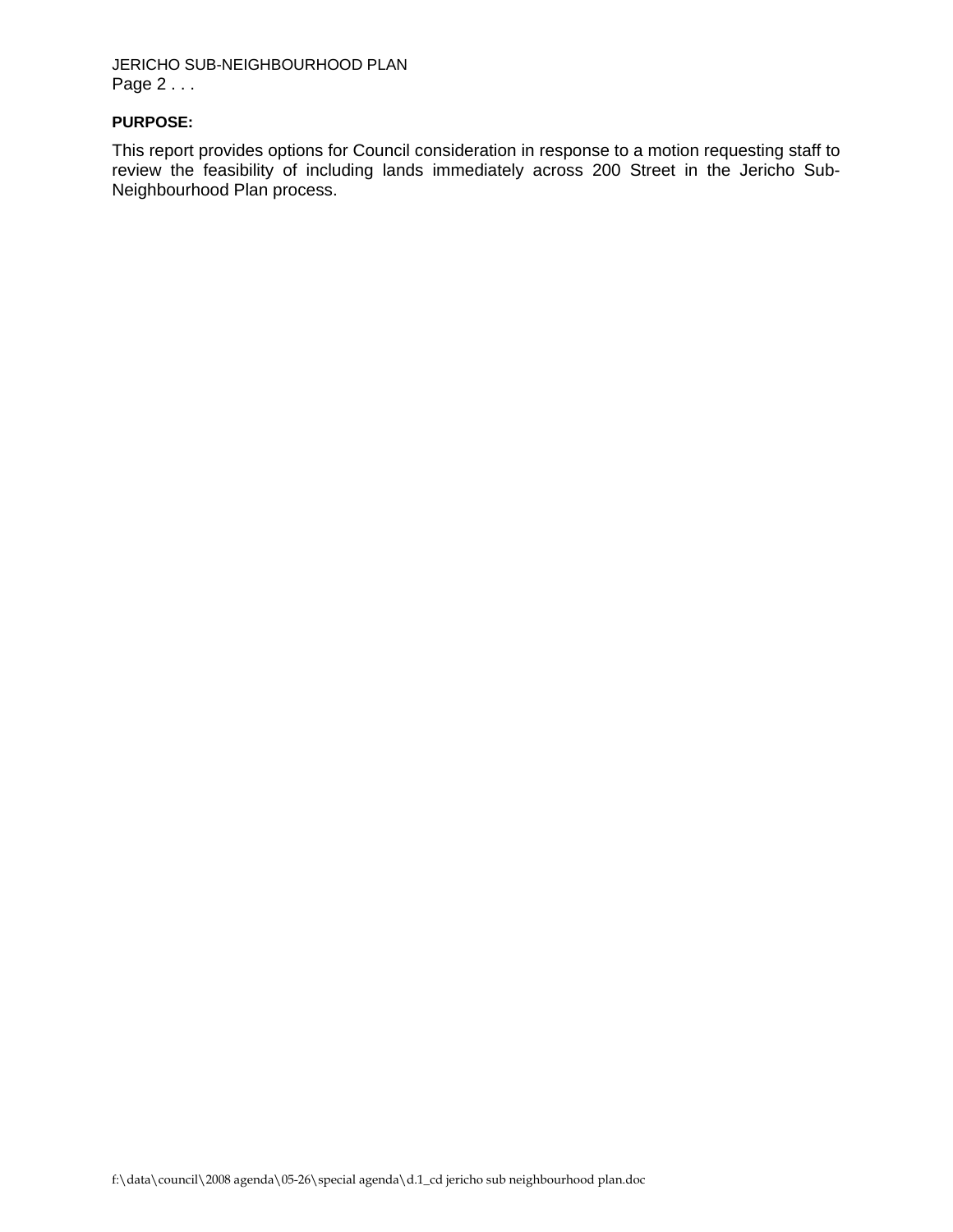**PURPOSE:**

This report provides options for Council consideration in response to a motion requesting staff to review the feasibility of including lands immediately across 200 Street in the Jericho Sub-Neighbourhood Plan process.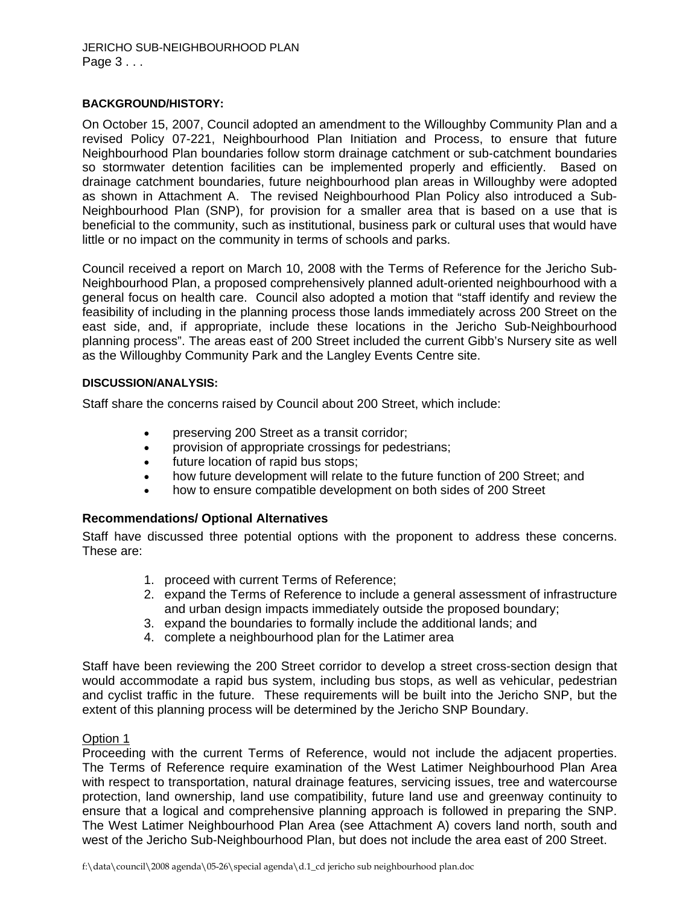**BACKGROUND/HISTORY:**

On October 15, 2007, Council adopted an amendment to the Willoughby Community Plan and a revised Policy 07-221, Neighbourhood Plan Initiation and Process, to ensure that future Neighbourhood Plan boundaries follow storm drainage catchment or sub-catchment boundaries so stormwater detention facilities can be implemented properly and efficiently. Based on drainage catchment boundaries, future neighbourhood plan areas in Willoughby were adopted as shown in Attachment A. The revised Neighbourhood Plan Policy also introduced a Sub-Neighbourhood Plan (SNP), for provision for a smaller area that is based on a use that is beneficial to the community, such as institutional, business park or cultural uses that would have little or no impact on the community in terms of schools and parks.

Council received a report on March 10, 2008 with the Terms of Reference for the Jericho Sub-Neighbourhood Plan, a proposed comprehensively planned adult-oriented neighbourhood with a general focus on health care. Council also adopted a motion that "staff identify and review the feasibility of including in the planning process those lands immediately across 200 Street on the east side, and, if appropriate, include these locations in the Jericho Sub-Neighbourhood planning process". The areas east of 200 Street included the current Gibb's Nursery site as well as the Willoughby Community Park and the Langley Events Centre site.

**DISCUSSION/ANALYSIS:**

Staff share the concerns raised by Council about 200 Street, which include:

- preserving 200 Street as a transit corridor;
- provision of appropriate crossings for pedestrians;
- future location of rapid bus stops;
- how future development will relate to the future function of 200 Street; and
- how to ensure compatible development on both sides of 200 Street

**Recommendations/ Optional Alternatives**

Staff have discussed three potential options with the proponent to address these concerns. These are:

1. proceed with current Terms of Reference;
2. expand the Terms of Reference to include a general assessment of infrastructure and urban design impacts immediately outside the proposed boundary;
3. expand the boundaries to formally include the additional lands; and
4. complete a neighbourhood plan for the Latimer area

Staff have been reviewing the 200 Street corridor to develop a street cross-section design that would accommodate a rapid bus system, including bus stops, as well as vehicular, pedestrian and cyclist traffic in the future. These requirements will be built into the Jericho SNP, but the extent of this planning process will be determined by the Jericho SNP Boundary.

Option 1

Proceeding with the current Terms of Reference, would not include the adjacent properties. The Terms of Reference require examination of the West Latimer Neighbourhood Plan Area with respect to transportation, natural drainage features, servicing issues, tree and watercourse protection, land ownership, land use compatibility, future land use and greenway continuity to ensure that a logical and comprehensive planning approach is followed in preparing the SNP. The West Latimer Neighbourhood Plan Area (see Attachment A) covers land north, south and west of the Jericho Sub-Neighbourhood Plan, but does not include the area east of 200 Street.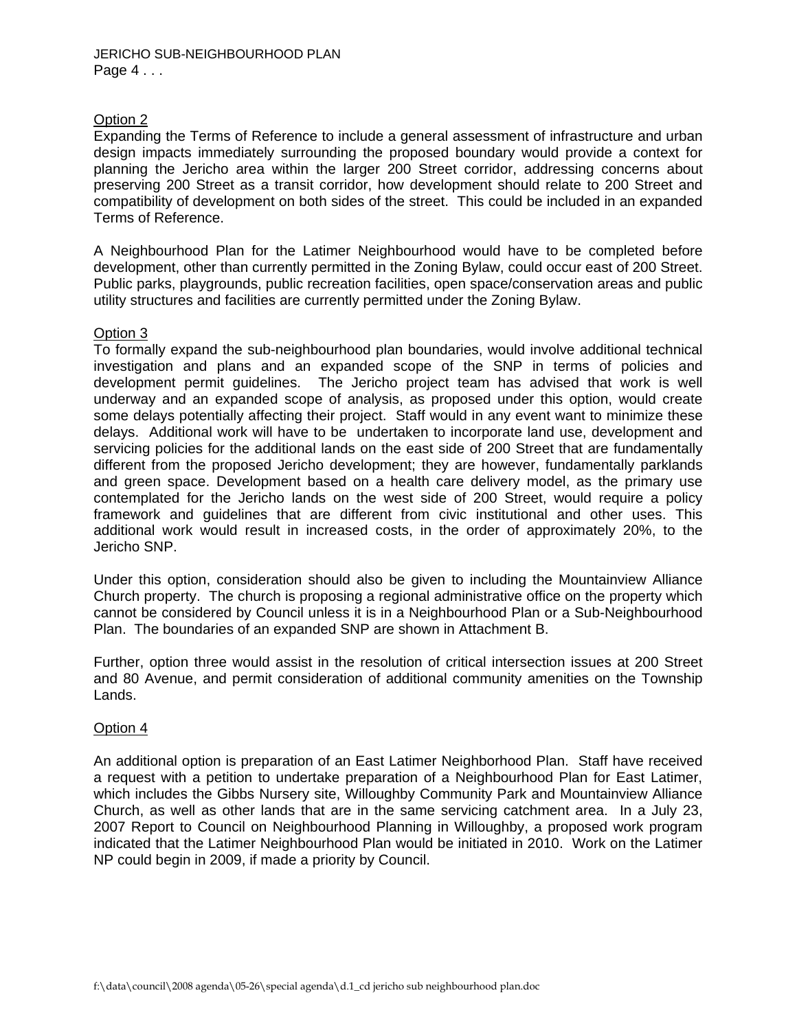Option 2

Expanding the Terms of Reference to include a general assessment of infrastructure and urban design impacts immediately surrounding the proposed boundary would provide a context for planning the Jericho area within the larger 200 Street corridor, addressing concerns about preserving 200 Street as a transit corridor, how development should relate to 200 Street and compatibility of development on both sides of the street. This could be included in an expanded Terms of Reference.

A Neighbourhood Plan for the Latimer Neighbourhood would have to be completed before development, other than currently permitted in the Zoning Bylaw, could occur east of 200 Street. Public parks, playgrounds, public recreation facilities, open space/conservation areas and public utility structures and facilities are currently permitted under the Zoning Bylaw.

Option 3

To formally expand the sub-neighbourhood plan boundaries, would involve additional technical investigation and plans and an expanded scope of the SNP in terms of policies and development permit guidelines. The Jericho project team has advised that work is well underway and an expanded scope of analysis, as proposed under this option, would create some delays potentially affecting their project. Staff would in any event want to minimize these delays. Additional work will have to be undertaken to incorporate land use, development and servicing policies for the additional lands on the east side of 200 Street that are fundamentally different from the proposed Jericho development; they are however, fundamentally parklands and green space. Development based on a health care delivery model, as the primary use contemplated for the Jericho lands on the west side of 200 Street, would require a policy framework and guidelines that are different from civic institutional and other uses. This additional work would result in increased costs, in the order of approximately 20%, to the Jericho SNP.

Under this option, consideration should also be given to including the Mountainview Alliance Church property. The church is proposing a regional administrative office on the property which cannot be considered by Council unless it is in a Neighbourhood Plan or a Sub-Neighbourhood Plan. The boundaries of an expanded SNP are shown in Attachment B.

Further, option three would assist in the resolution of critical intersection issues at 200 Street and 80 Avenue, and permit consideration of additional community amenities on the Township Lands.

Option 4

An additional option is preparation of an East Latimer Neighborhood Plan. Staff have received a request with a petition to undertake preparation of a Neighbourhood Plan for East Latimer, which includes the Gibbs Nursery site, Willoughby Community Park and Mountainview Alliance Church, as well as other lands that are in the same servicing catchment area. In a July 23, 2007 Report to Council on Neighbourhood Planning in Willoughby, a proposed work program indicated that the Latimer Neighbourhood Plan would be initiated in 2010. Work on the Latimer NP could begin in 2009, if made a priority by Council.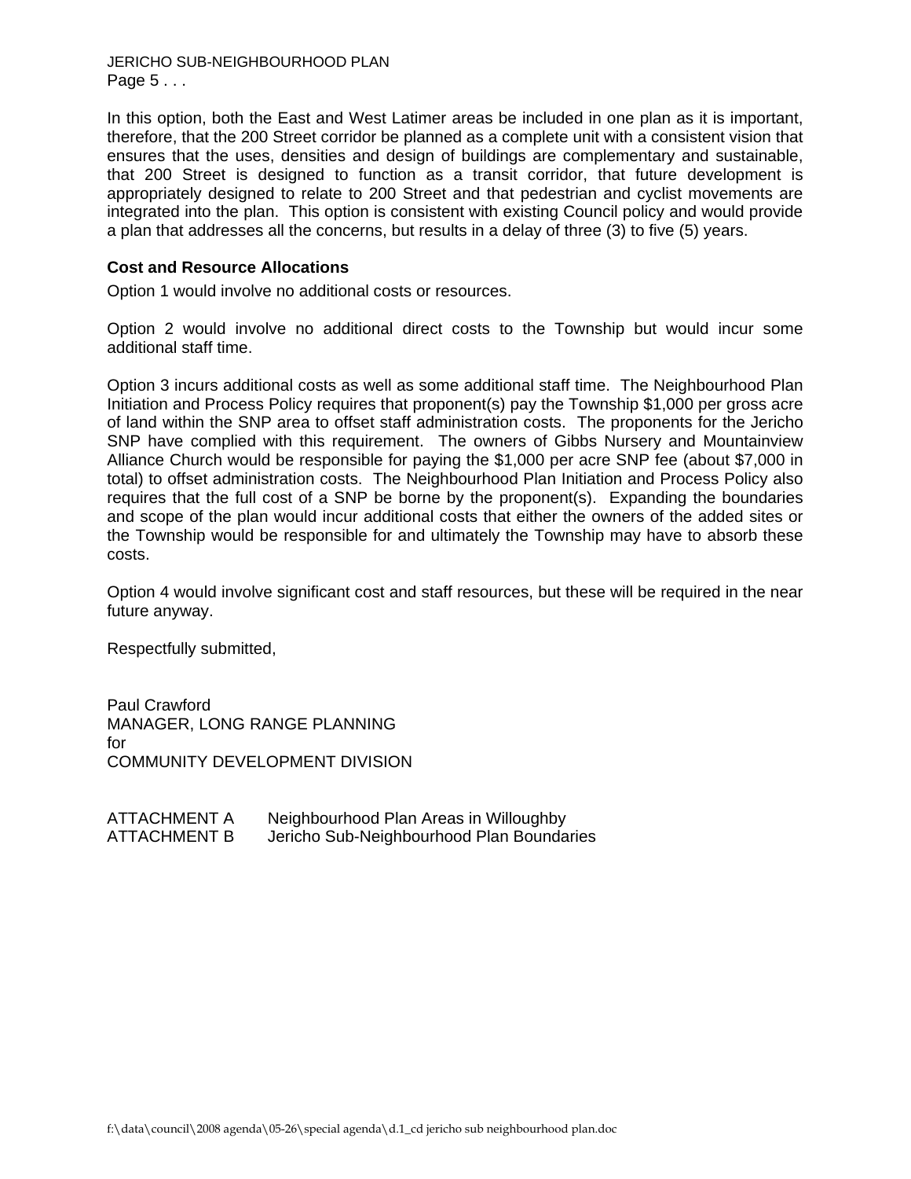In this option, both the East and West Latimer areas be included in one plan as it is important, therefore, that the 200 Street corridor be planned as a complete unit with a consistent vision that ensures that the uses, densities and design of buildings are complementary and sustainable, that 200 Street is designed to function as a transit corridor, that future development is appropriately designed to relate to 200 Street and that pedestrian and cyclist movements are integrated into the plan. This option is consistent with existing Council policy and would provide a plan that addresses all the concerns, but results in a delay of three (3) to five (5) years.

**Cost and Resource Allocations**

Option 1 would involve no additional costs or resources.

Option 2 would involve no additional direct costs to the Township but would incur some additional staff time.

Option 3 incurs additional costs as well as some additional staff time. The Neighbourhood Plan Initiation and Process Policy requires that proponent(s) pay the Township $1,000 per gross acre of land within the SNP area to offset staff administration costs. The proponents for the Jericho SNP have complied with this requirement. The owners of Gibbs Nursery and Mountainview Alliance Church would be responsible for paying the $1,000 per acre SNP fee (about $7,000 in total) to offset administration costs. The Neighbourhood Plan Initiation and Process Policy also requires that the full cost of a SNP be borne by the proponent(s). Expanding the boundaries and scope of the plan would incur additional costs that either the owners of the added sites or the Township would be responsible for and ultimately the Township may have to absorb these costs.

Option 4 would involve significant cost and staff resources, but these will be required in the near future anyway.

Respectfully submitted,

Paul Crawford
MANAGER, LONG RANGE PLANNING
for
COMMUNITY DEVELOPMENT DIVISION

ATTACHMENT A Neighbourhood Plan Areas in Willoughby
ATTACHMENT B Jericho Sub-Neighbourhood Plan Boundaries

f:\data\council\2008 agenda\05-26\special agenda\d.1_cd jericho sub neighbourhood plan.doc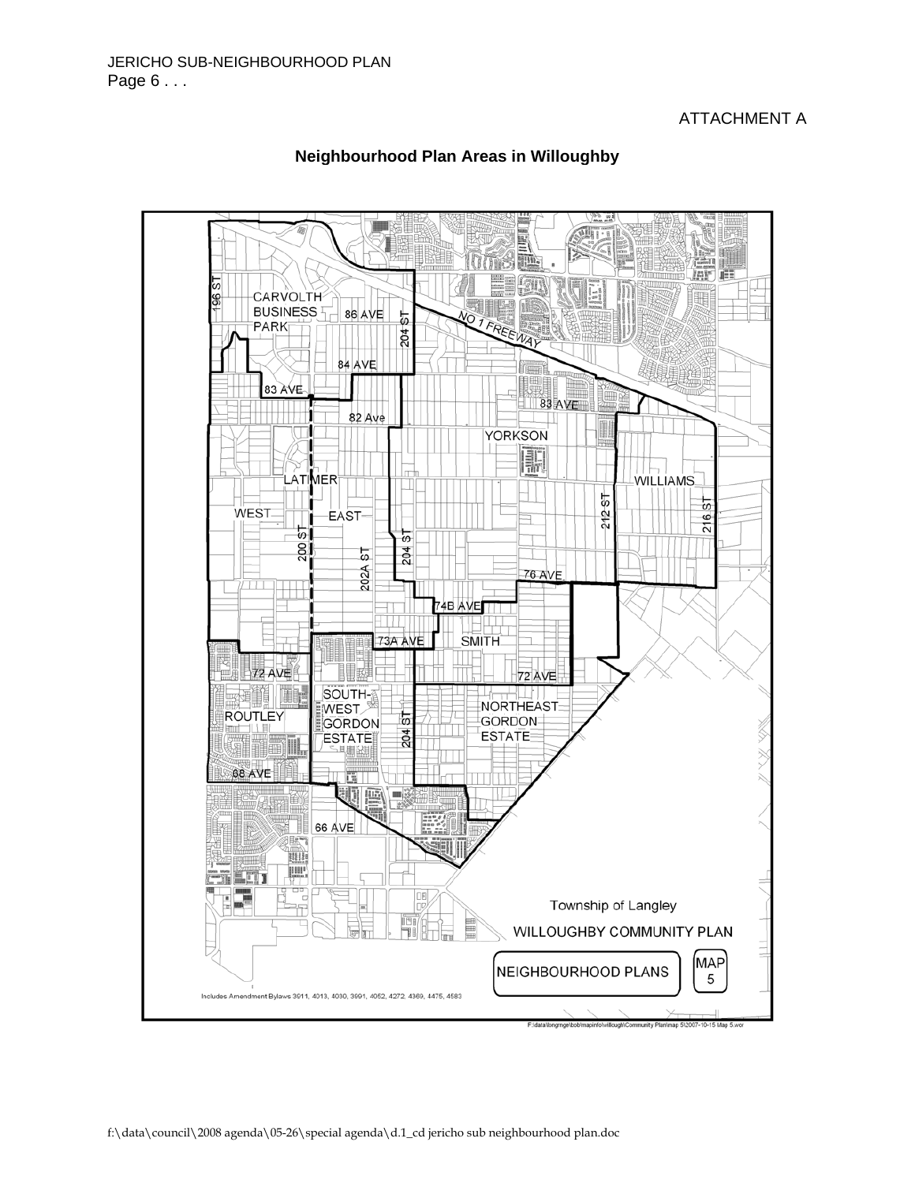ATTACHMENT A

## Neighbourhood Plan Areas in Willoughby

196 ST

CARVOLTH BUSINESS PARK

86 AVE

204 ST

NO 1 FREEWAY

84 AVE

83 AVE

83 AVE

82 Ave

YORKSON

LATIMER

WILLIAMS

WEST

EAST

212 ST

216 ST

200 ST

202A ST

204 ST

76 AVE

74B AVE

73A AVE

SMITH

72 AVE

72 AVE

SOUTH-WEST GORDON ESTATE

ROUTLEY

204 ST

NORTHEAST GORDON ESTATE

68 AVE

66 AVE

Township of Langley

WILLOUGHBY COMMUNITY PLAN

NEIGHBOURHOOD PLANS

MAP 5

Includes Amendment Bylaws 3911, 4013, 4030, 3991, 4052, 4272, 4369, 4475, 4583

F:\data\longrnge\bob\mapinfo\willough\Community Plan\map 5\2007-10-15 Map 5.wor

f:\data\council\2008 agenda\05-26\special agenda\d.1_cd jericho sub neighbourhood plan.doc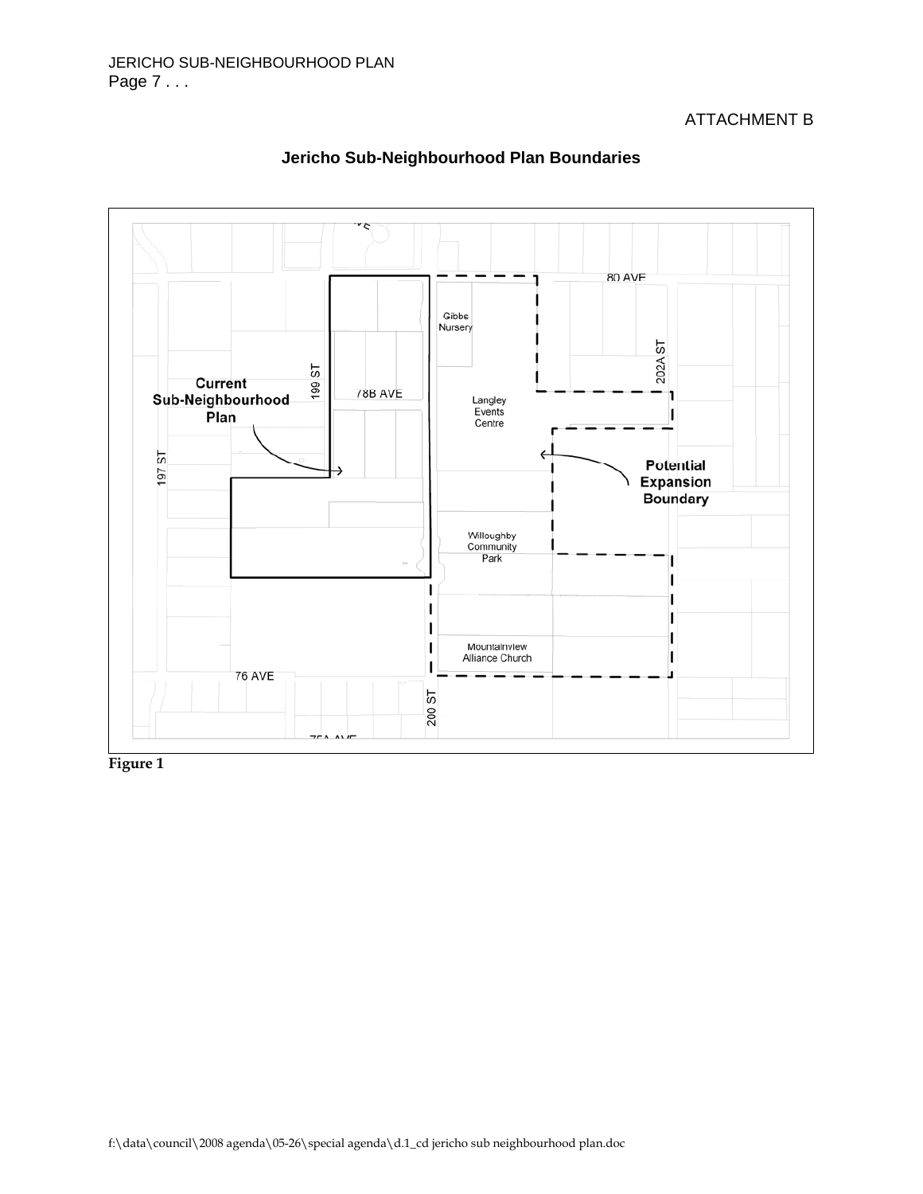ATTACHMENT B

**Jericho Sub-Neighbourhood Plan Boundaries**

80 AVE

Gibbs Nursery

202A ST

199 ST

Current Sub-Neighbourhood Plan

78B AVE

Langley Events Centre

197 ST

Potential Expansion Boundary

Willoughby Community Park

Mountainview Alliance Church

76 AVE

200 ST

75A AVE

**Figure 1**

f:\data\council\2008 agenda\05-26\special agenda\d.1_cd jericho sub neighbourhood plan.doc